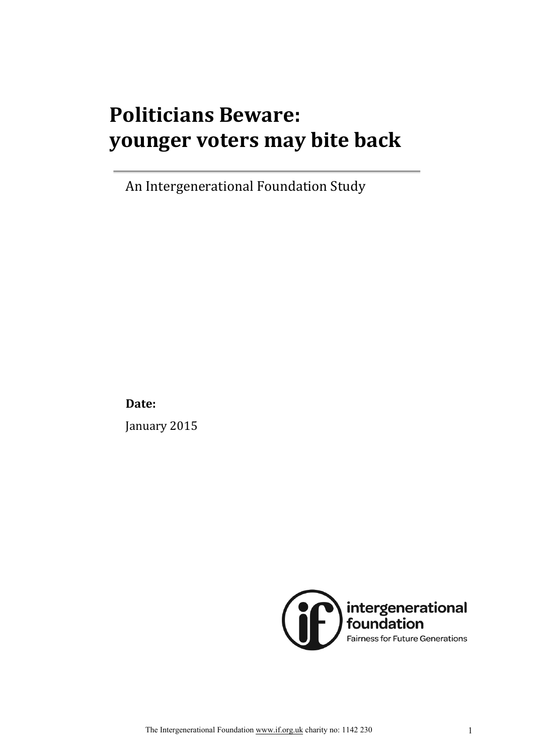# Politicians Beware: younger voters may bite back

An Intergenerational Foundation Study

**Date:**

January 2015

intergenerational foundation

Fairness for Future Generations

The Intergenerational Foundation www.if.org.uk charity no: 1142 230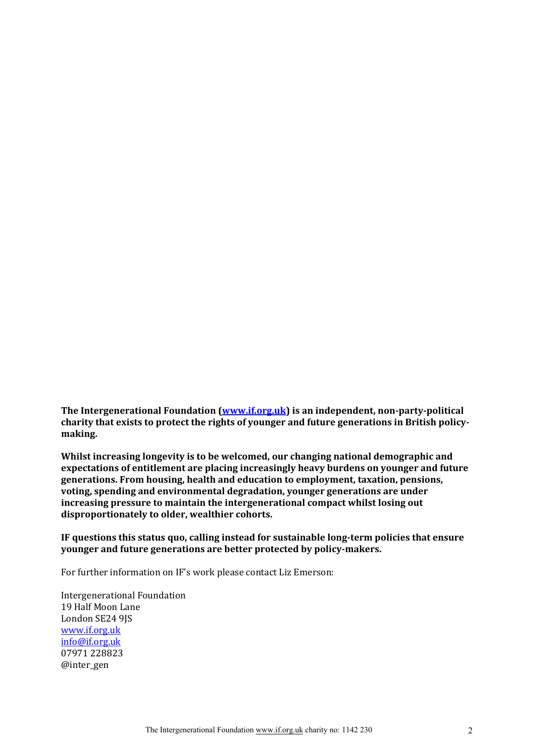**The Intergenerational Foundation ([www.if.org.uk](http://www.if.org.uk)) is an independent, non-party-political charity that exists to protect the rights of younger and future generations in British policy-making.**

**Whilst increasing longevity is to be welcomed, our changing national demographic and expectations of entitlement are placing increasingly heavy burdens on younger and future generations. From housing, health and education to employment, taxation, pensions, voting, spending and environmental degradation, younger generations are under increasing pressure to maintain the intergenerational compact whilst losing out disproportionately to older, wealthier cohorts.**

**IF questions this status quo, calling instead for sustainable long-term policies that ensure younger and future generations are better protected by policy-makers.**

For further information on IF's work please contact Liz Emerson:

Intergenerational Foundation
19 Half Moon Lane
London SE24 9JS
[www.if.org.uk](http://www.if.org.uk)
[info@if.org.uk](mailto:info@if.org.uk)
07971 228823
@inter_gen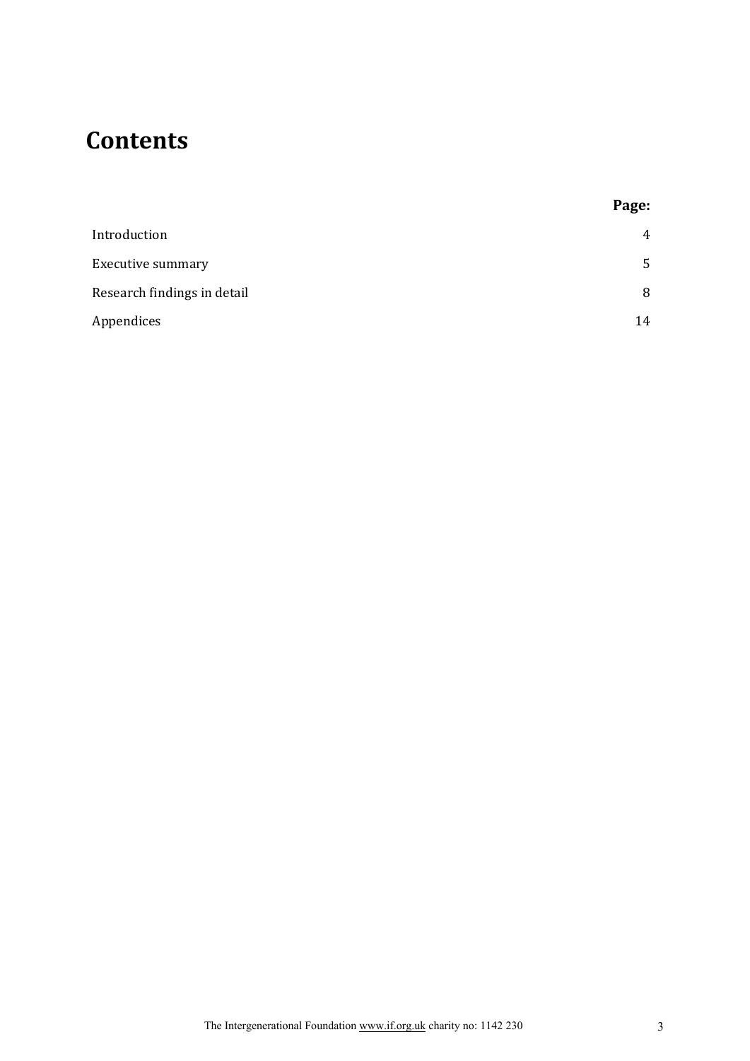# Contents

| | Page: |
|---|---|
| Introduction | 4 |
| Executive summary | 5 |
| Research findings in detail | 8 |
| Appendices | 14 |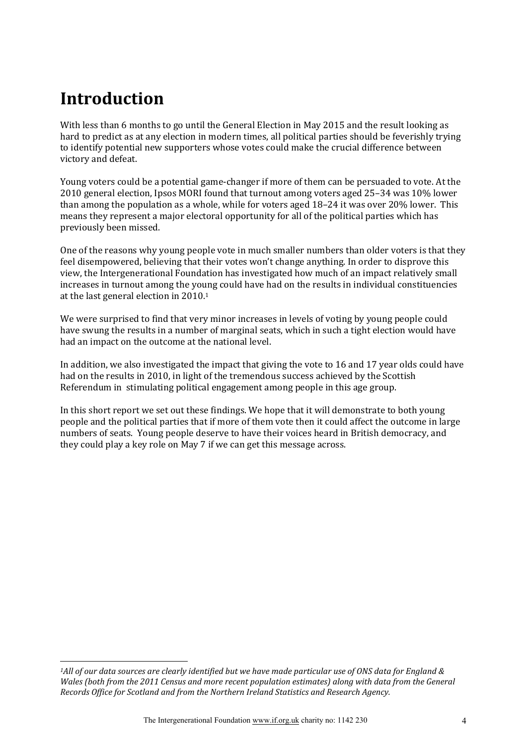# Introduction

With less than 6 months to go until the General Election in May 2015 and the result looking as hard to predict as at any election in modern times, all political parties should be feverishly trying to identify potential new supporters whose votes could make the crucial difference between victory and defeat.

Young voters could be a potential game-changer if more of them can be persuaded to vote. At the 2010 general election, Ipsos MORI found that turnout among voters aged 25–34 was 10% lower than among the population as a whole, while for voters aged 18–24 it was over 20% lower. This means they represent a major electoral opportunity for all of the political parties which has previously been missed.

One of the reasons why young people vote in much smaller numbers than older voters is that they feel disempowered, believing that their votes won't change anything. In order to disprove this view, the Intergenerational Foundation has investigated how much of an impact relatively small increases in turnout among the young could have had on the results in individual constituencies at the last general election in 2010.[1]

We were surprised to find that very minor increases in levels of voting by young people could have swung the results in a number of marginal seats, which in such a tight election would have had an impact on the outcome at the national level.

In addition, we also investigated the impact that giving the vote to 16 and 17 year olds could have had on the results in 2010, in light of the tremendous success achieved by the Scottish Referendum in stimulating political engagement among people in this age group.

In this short report we set out these findings. We hope that it will demonstrate to both young people and the political parties that if more of them vote then it could affect the outcome in large numbers of seats. Young people deserve to have their voices heard in British democracy, and they could play a key role on May 7 if we can get this message across.

---

*[1]All of our data sources are clearly identified but we have made particular use of ONS data for England & Wales (both from the 2011 Census and more recent population estimates) along with data from the General Records Office for Scotland and from the Northern Ireland Statistics and Research Agency.*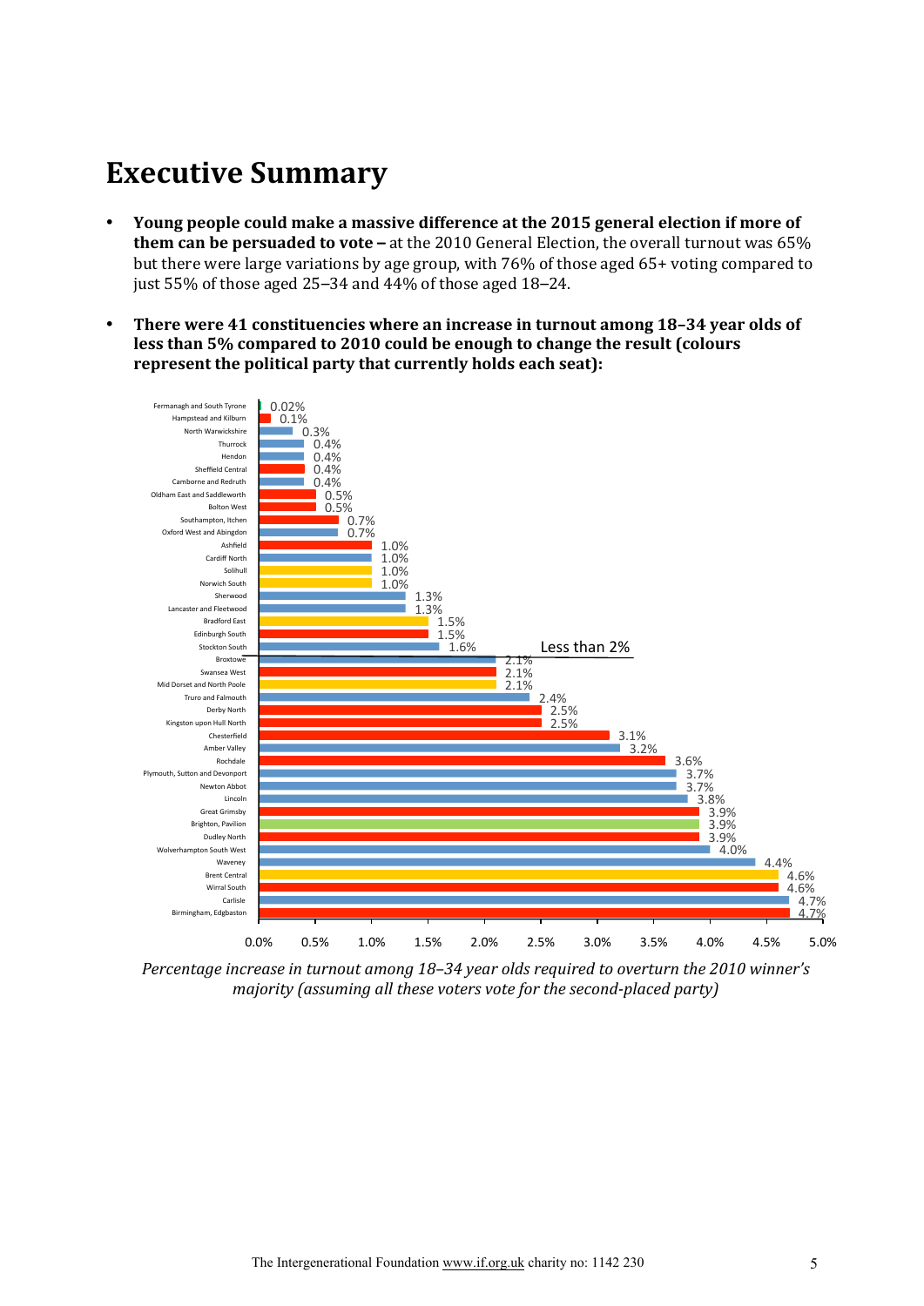# Executive Summary

- **Young people could make a massive difference at the 2015 general election if more of them can be persuaded to vote –** at the 2010 General Election, the overall turnout was 65% but there were large variations by age group, with 76% of those aged 65+ voting compared to just 55% of those aged 25–34 and 44% of those aged 18–24.

- **There were 41 constituencies where an increase in turnout among 18–34 year olds of less than 5% compared to 2010 could be enough to change the result (colours represent the political party that currently holds each seat):**

| Constituency | Increase required |
|---|---|
| Fermanagh and South Tyrone | 0.02% |
| Hampstead and Kilburn | 0.1% |
| North Warwickshire | 0.3% |
| Thurrock | 0.4% |
| Hendon | 0.4% |
| Sheffield Central | 0.4% |
| Camborne and Redruth | 0.4% |
| Oldham East and Saddleworth | 0.5% |
| Bolton West | 0.5% |
| Southampton, Itchen | 0.7% |
| Oxford West and Abingdon | 0.7% |
| Ashfield | 1.0% |
| Cardiff North | 1.0% |
| Solihull | 1.0% |
| Norwich South | 1.0% |
| Sherwood | 1.3% |
| Lancaster and Fleetwood | 1.3% |
| Bradford East | 1.5% |
| Edinburgh South | 1.5% |
| Stockton South | 1.6% |
| *Less than 2%* | |
| Broxtowe | 2.1% |
| Swansea West | 2.1% |
| Mid Dorset and North Poole | 2.1% |
| Truro and Falmouth | 2.4% |
| Derby North | 2.5% |
| Kingston upon Hull North | 2.5% |
| Chesterfield | 3.1% |
| Amber Valley | 3.2% |
| Rochdale | 3.6% |
| Plymouth, Sutton and Devonport | 3.7% |
| Newton Abbot | 3.7% |
| Lincoln | 3.8% |
| Great Grimsby | 3.9% |
| Brighton, Pavilion | 3.9% |
| Dudley North | 3.9% |
| Wolverhampton South West | 4.0% |
| Waveney | 4.4% |
| Brent Central | 4.6% |
| Wirral South | 4.6% |
| Carlisle | 4.7% |
| Birmingham, Edgbaston | 4.7% |

*Percentage increase in turnout among 18–34 year olds required to overturn the 2010 winner's majority (assuming all these voters vote for the second-placed party)*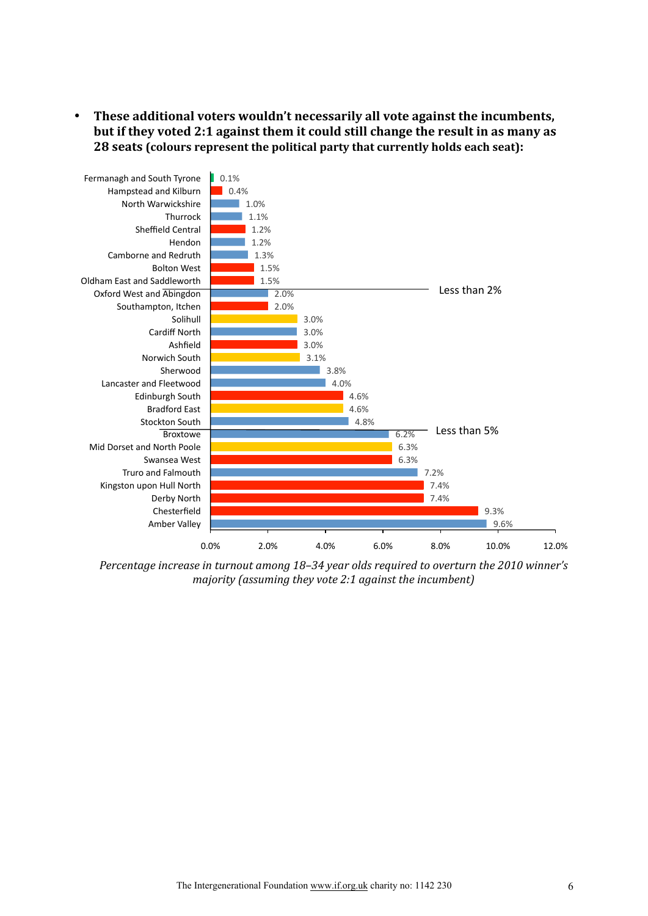- **These additional voters wouldn't necessarily all vote against the incumbents, but if they voted 2:1 against them it could still change the result in as many as 28 seats (colours represent the political party that currently holds each seat):**

| Constituency | Percentage increase in turnout |
|---|---|
| Fermanagh and South Tyrone | 0.1% |
| Hampstead and Kilburn | 0.4% |
| North Warwickshire | 1.0% |
| Thurrock | 1.1% |
| Sheffield Central | 1.2% |
| Hendon | 1.2% |
| Camborne and Redruth | 1.3% |
| Bolton West | 1.5% |
| Oldham East and Saddleworth | 1.5% |
| *Less than 2%* | |
| Oxford West and Abingdon | 2.0% |
| Southampton, Itchen | 2.0% |
| Solihull | 3.0% |
| Cardiff North | 3.0% |
| Ashfield | 3.0% |
| Norwich South | 3.1% |
| Sherwood | 3.8% |
| Lancaster and Fleetwood | 4.0% |
| Edinburgh South | 4.6% |
| Bradford East | 4.6% |
| Stockton South | 4.8% |
| *Less than 5%* | |
| Broxtowe | 6.2% |
| Mid Dorset and North Poole | 6.3% |
| Swansea West | 6.3% |
| Truro and Falmouth | 7.2% |
| Kingston upon Hull North | 7.4% |
| Derby North | 7.4% |
| Chesterfield | 9.3% |
| Amber Valley | 9.6% |

*Percentage increase in turnout among 18–34 year olds required to overturn the 2010 winner's majority (assuming they vote 2:1 against the incumbent)*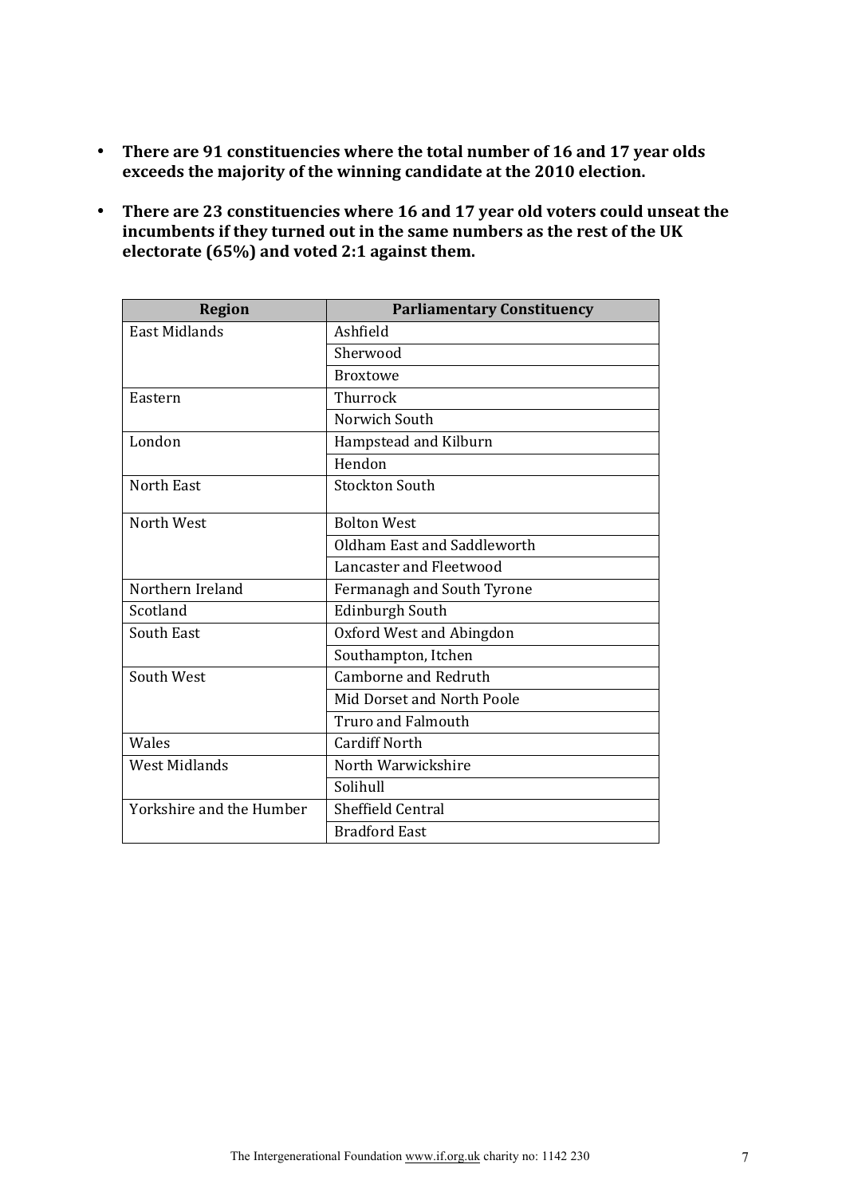- **There are 91 constituencies where the total number of 16 and 17 year olds exceeds the majority of the winning candidate at the 2010 election.**
- **There are 23 constituencies where 16 and 17 year old voters could unseat the incumbents if they turned out in the same numbers as the rest of the UK electorate (65%) and voted 2:1 against them.**

| Region | Parliamentary Constituency |
|---|---|
| East Midlands | Ashfield |
| | Sherwood |
| | Broxtowe |
| Eastern | Thurrock |
| | Norwich South |
| London | Hampstead and Kilburn |
| | Hendon |
| North East | Stockton South |
| North West | Bolton West |
| | Oldham East and Saddleworth |
| | Lancaster and Fleetwood |
| Northern Ireland | Fermanagh and South Tyrone |
| Scotland | Edinburgh South |
| South East | Oxford West and Abingdon |
| | Southampton, Itchen |
| South West | Camborne and Redruth |
| | Mid Dorset and North Poole |
| | Truro and Falmouth |
| Wales | Cardiff North |
| West Midlands | North Warwickshire |
| | Solihull |
| Yorkshire and the Humber | Sheffield Central |
| | Bradford East |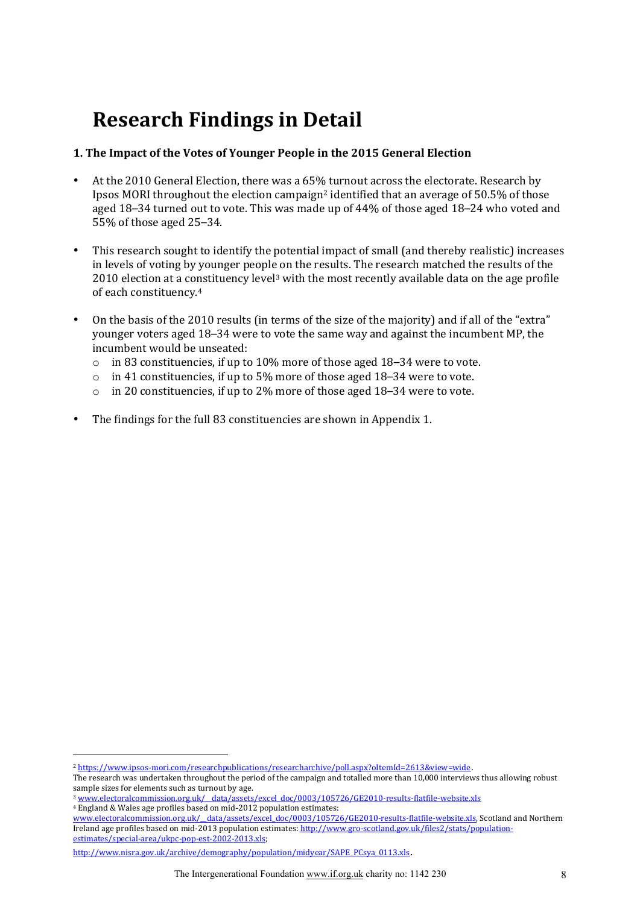# Research Findings in Detail

### 1. The Impact of the Votes of Younger People in the 2015 General Election

- At the 2010 General Election, there was a 65% turnout across the electorate. Research by Ipsos MORI throughout the election campaign[2] identified that an average of 50.5% of those aged 18–34 turned out to vote. This was made up of 44% of those aged 18–24 who voted and 55% of those aged 25–34.

- This research sought to identify the potential impact of small (and thereby realistic) increases in levels of voting by younger people on the results. The research matched the results of the 2010 election at a constituency level[3] with the most recently available data on the age profile of each constituency.[4]

- On the basis of the 2010 results (in terms of the size of the majority) and if all of the "extra" younger voters aged 18–34 were to vote the same way and against the incumbent MP, the incumbent would be unseated:
  - in 83 constituencies, if up to 10% more of those aged 18–34 were to vote.
  - in 41 constituencies, if up to 5% more of those aged 18–34 were to vote.
  - in 20 constituencies, if up to 2% more of those aged 18–34 were to vote.

- The findings for the full 83 constituencies are shown in Appendix 1.

---

[2] https://www.ipsos-mori.com/researchpublications/researcharchive/poll.aspx?oItemId=2613&view=wide.
The research was undertaken throughout the period of the campaign and totalled more than 10,000 interviews thus allowing robust sample sizes for elements such as turnout by age.

[3] www.electoralcommission.org.uk/__data/assets/excel_doc/0003/105726/GE2010-results-flatfile-website.xls

[4] England & Wales age profiles based on mid-2012 population estimates: www.electoralcommission.org.uk/__data/assets/excel_doc/0003/105726/GE2010-results-flatfile-website.xls, Scotland and Northern Ireland age profiles based on mid-2013 population estimates: http://www.gro-scotland.gov.uk/files2/stats/population-estimates/special-area/ukpc-pop-est-2002-2013.xls; http://www.nisra.gov.uk/archive/demography/population/midyear/SAPE_PCsya_0113.xls.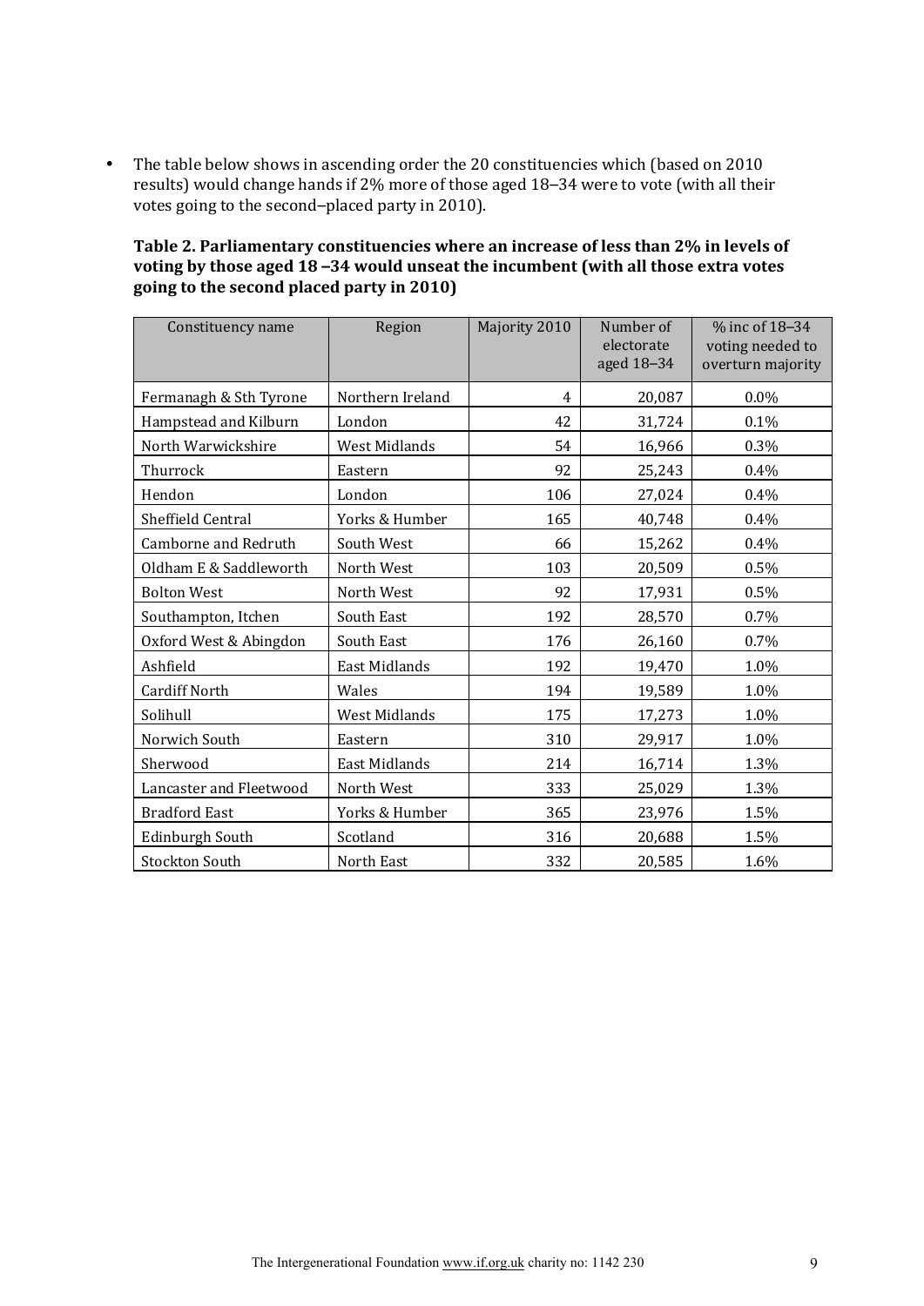- The table below shows in ascending order the 20 constituencies which (based on 2010 results) would change hands if 2% more of those aged 18–34 were to vote (with all their votes going to the second–placed party in 2010).

**Table 2. Parliamentary constituencies where an increase of less than 2% in levels of voting by those aged 18 –34 would unseat the incumbent (with all those extra votes going to the second placed party in 2010)**

| Constituency name | Region | Majority 2010 | Number of electorate aged 18–34 | % inc of 18–34 voting needed to overturn majority |
|---|---|---|---|---|
| Fermanagh & Sth Tyrone | Northern Ireland | 4 | 20,087 | 0.0% |
| Hampstead and Kilburn | London | 42 | 31,724 | 0.1% |
| North Warwickshire | West Midlands | 54 | 16,966 | 0.3% |
| Thurrock | Eastern | 92 | 25,243 | 0.4% |
| Hendon | London | 106 | 27,024 | 0.4% |
| Sheffield Central | Yorks & Humber | 165 | 40,748 | 0.4% |
| Camborne and Redruth | South West | 66 | 15,262 | 0.4% |
| Oldham E & Saddleworth | North West | 103 | 20,509 | 0.5% |
| Bolton West | North West | 92 | 17,931 | 0.5% |
| Southampton, Itchen | South East | 192 | 28,570 | 0.7% |
| Oxford West & Abingdon | South East | 176 | 26,160 | 0.7% |
| Ashfield | East Midlands | 192 | 19,470 | 1.0% |
| Cardiff North | Wales | 194 | 19,589 | 1.0% |
| Solihull | West Midlands | 175 | 17,273 | 1.0% |
| Norwich South | Eastern | 310 | 29,917 | 1.0% |
| Sherwood | East Midlands | 214 | 16,714 | 1.3% |
| Lancaster and Fleetwood | North West | 333 | 25,029 | 1.3% |
| Bradford East | Yorks & Humber | 365 | 23,976 | 1.5% |
| Edinburgh South | Scotland | 316 | 20,688 | 1.5% |
| Stockton South | North East | 332 | 20,585 | 1.6% |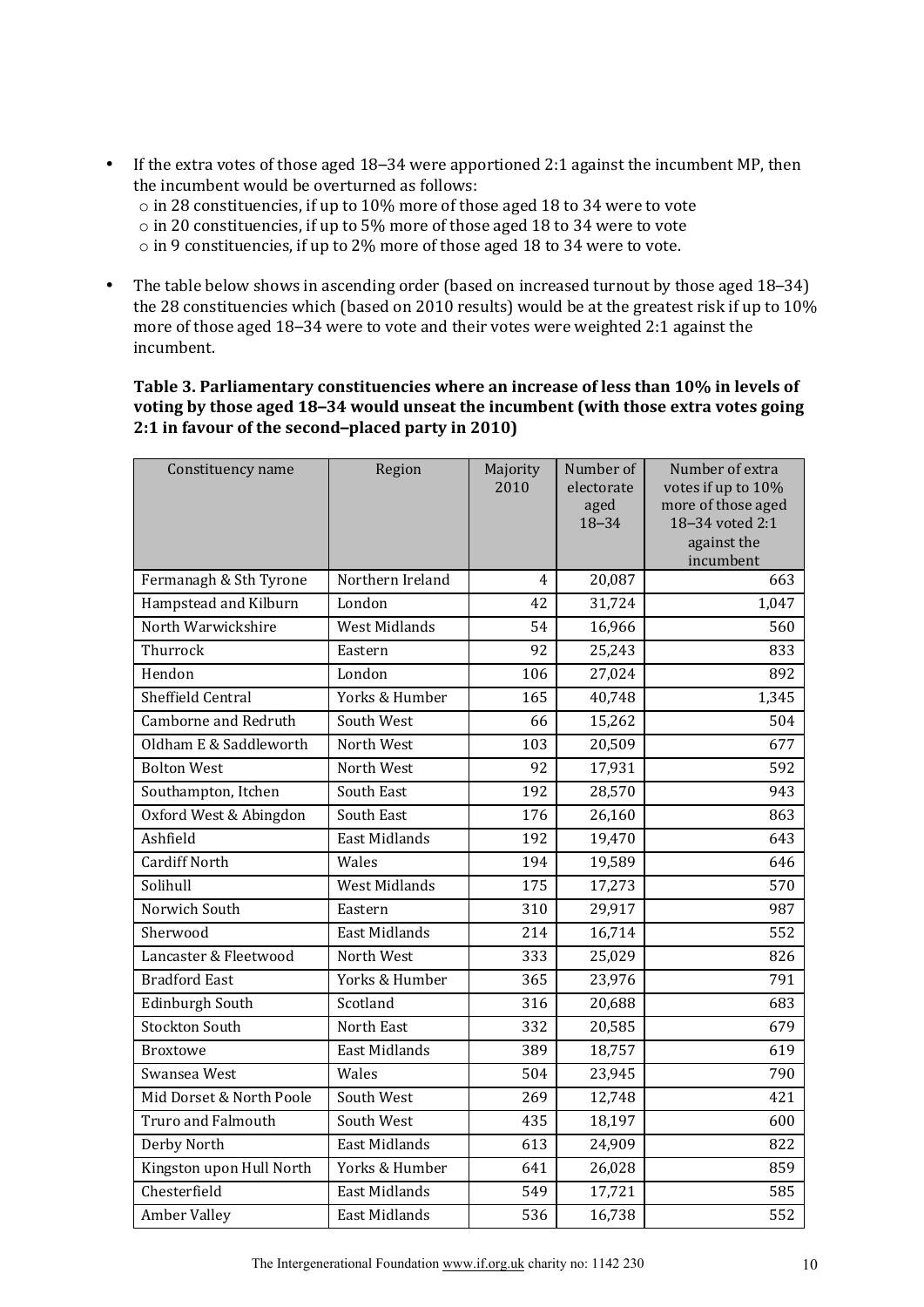- If the extra votes of those aged 18–34 were apportioned 2:1 against the incumbent MP, then the incumbent would be overturned as follows:
  - in 28 constituencies, if up to 10% more of those aged 18 to 34 were to vote
  - in 20 constituencies, if up to 5% more of those aged 18 to 34 were to vote
  - in 9 constituencies, if up to 2% more of those aged 18 to 34 were to vote.

- The table below shows in ascending order (based on increased turnout by those aged 18–34) the 28 constituencies which (based on 2010 results) would be at the greatest risk if up to 10% more of those aged 18–34 were to vote and their votes were weighted 2:1 against the incumbent.

**Table 3. Parliamentary constituencies where an increase of less than 10% in levels of voting by those aged 18–34 would unseat the incumbent (with those extra votes going 2:1 in favour of the second–placed party in 2010)**

| Constituency name | Region | Majority 2010 | Number of electorate aged 18–34 | Number of extra votes if up to 10% more of those aged 18–34 voted 2:1 against the incumbent |
|---|---|---|---|---|
| Fermanagh & Sth Tyrone | Northern Ireland | 4 | 20,087 | 663 |
| Hampstead and Kilburn | London | 42 | 31,724 | 1,047 |
| North Warwickshire | West Midlands | 54 | 16,966 | 560 |
| Thurrock | Eastern | 92 | 25,243 | 833 |
| Hendon | London | 106 | 27,024 | 892 |
| Sheffield Central | Yorks & Humber | 165 | 40,748 | 1,345 |
| Camborne and Redruth | South West | 66 | 15,262 | 504 |
| Oldham E & Saddleworth | North West | 103 | 20,509 | 677 |
| Bolton West | North West | 92 | 17,931 | 592 |
| Southampton, Itchen | South East | 192 | 28,570 | 943 |
| Oxford West & Abingdon | South East | 176 | 26,160 | 863 |
| Ashfield | East Midlands | 192 | 19,470 | 643 |
| Cardiff North | Wales | 194 | 19,589 | 646 |
| Solihull | West Midlands | 175 | 17,273 | 570 |
| Norwich South | Eastern | 310 | 29,917 | 987 |
| Sherwood | East Midlands | 214 | 16,714 | 552 |
| Lancaster & Fleetwood | North West | 333 | 25,029 | 826 |
| Bradford East | Yorks & Humber | 365 | 23,976 | 791 |
| Edinburgh South | Scotland | 316 | 20,688 | 683 |
| Stockton South | North East | 332 | 20,585 | 679 |
| Broxtowe | East Midlands | 389 | 18,757 | 619 |
| Swansea West | Wales | 504 | 23,945 | 790 |
| Mid Dorset & North Poole | South West | 269 | 12,748 | 421 |
| Truro and Falmouth | South West | 435 | 18,197 | 600 |
| Derby North | East Midlands | 613 | 24,909 | 822 |
| Kingston upon Hull North | Yorks & Humber | 641 | 26,028 | 859 |
| Chesterfield | East Midlands | 549 | 17,721 | 585 |
| Amber Valley | East Midlands | 536 | 16,738 | 552 |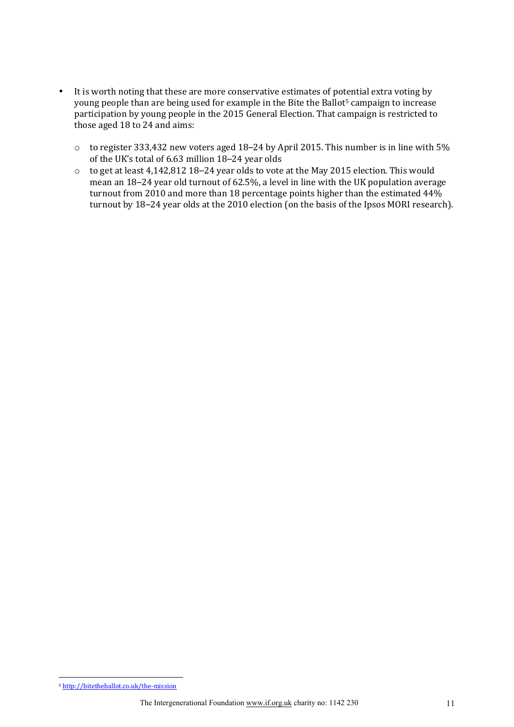- It is worth noting that these are more conservative estimates of potential extra voting by young people than are being used for example in the Bite the Ballot[5] campaign to increase participation by young people in the 2015 General Election. That campaign is restricted to those aged 18 to 24 and aims:
    - to register 333,432 new voters aged 18–24 by April 2015. This number is in line with 5% of the UK's total of 6.63 million 18–24 year olds
    - to get at least 4,142,812 18–24 year olds to vote at the May 2015 election. This would mean an 18–24 year old turnout of 62.5%, a level in line with the UK population average turnout from 2010 and more than 18 percentage points higher than the estimated 44% turnout by 18–24 year olds at the 2010 election (on the basis of the Ipsos MORI research).

[5] http://bitetheballot.co.uk/the-mission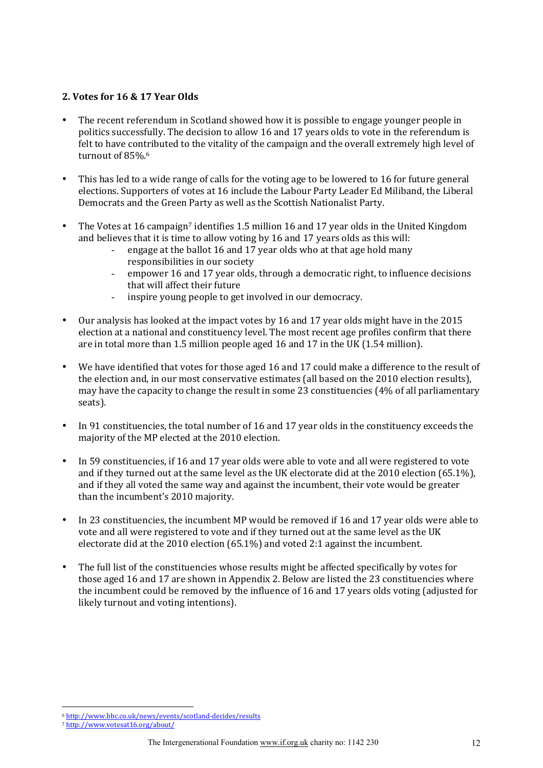## 2. Votes for 16 & 17 Year Olds

- The recent referendum in Scotland showed how it is possible to engage younger people in politics successfully. The decision to allow 16 and 17 years olds to vote in the referendum is felt to have contributed to the vitality of the campaign and the overall extremely high level of turnout of 85%.[6]

- This has led to a wide range of calls for the voting age to be lowered to 16 for future general elections. Supporters of votes at 16 include the Labour Party Leader Ed Miliband, the Liberal Democrats and the Green Party as well as the Scottish Nationalist Party.

- The Votes at 16 campaign[7] identifies 1.5 million 16 and 17 year olds in the United Kingdom and believes that it is time to allow voting by 16 and 17 years olds as this will:
  - engage at the ballot 16 and 17 year olds who at that age hold many responsibilities in our society
  - empower 16 and 17 year olds, through a democratic right, to influence decisions that will affect their future
  - inspire young people to get involved in our democracy.

- Our analysis has looked at the impact votes by 16 and 17 year olds might have in the 2015 election at a national and constituency level. The most recent age profiles confirm that there are in total more than 1.5 million people aged 16 and 17 in the UK (1.54 million).

- We have identified that votes for those aged 16 and 17 could make a difference to the result of the election and, in our most conservative estimates (all based on the 2010 election results), may have the capacity to change the result in some 23 constituencies (4% of all parliamentary seats).

- In 91 constituencies, the total number of 16 and 17 year olds in the constituency exceeds the majority of the MP elected at the 2010 election.

- In 59 constituencies, if 16 and 17 year olds were able to vote and all were registered to vote and if they turned out at the same level as the UK electorate did at the 2010 election (65.1%), and if they all voted the same way and against the incumbent, their vote would be greater than the incumbent's 2010 majority.

- In 23 constituencies, the incumbent MP would be removed if 16 and 17 year olds were able to vote and all were registered to vote and if they turned out at the same level as the UK electorate did at the 2010 election (65.1%) and voted 2:1 against the incumbent.

- The full list of the constituencies whose results might be affected specifically by votes for those aged 16 and 17 are shown in Appendix 2. Below are listed the 23 constituencies where the incumbent could be removed by the influence of 16 and 17 years olds voting (adjusted for likely turnout and voting intentions).

---

[6] http://www.bbc.co.uk/news/events/scotland-decides/results

[7] http://www.votesat16.org/about/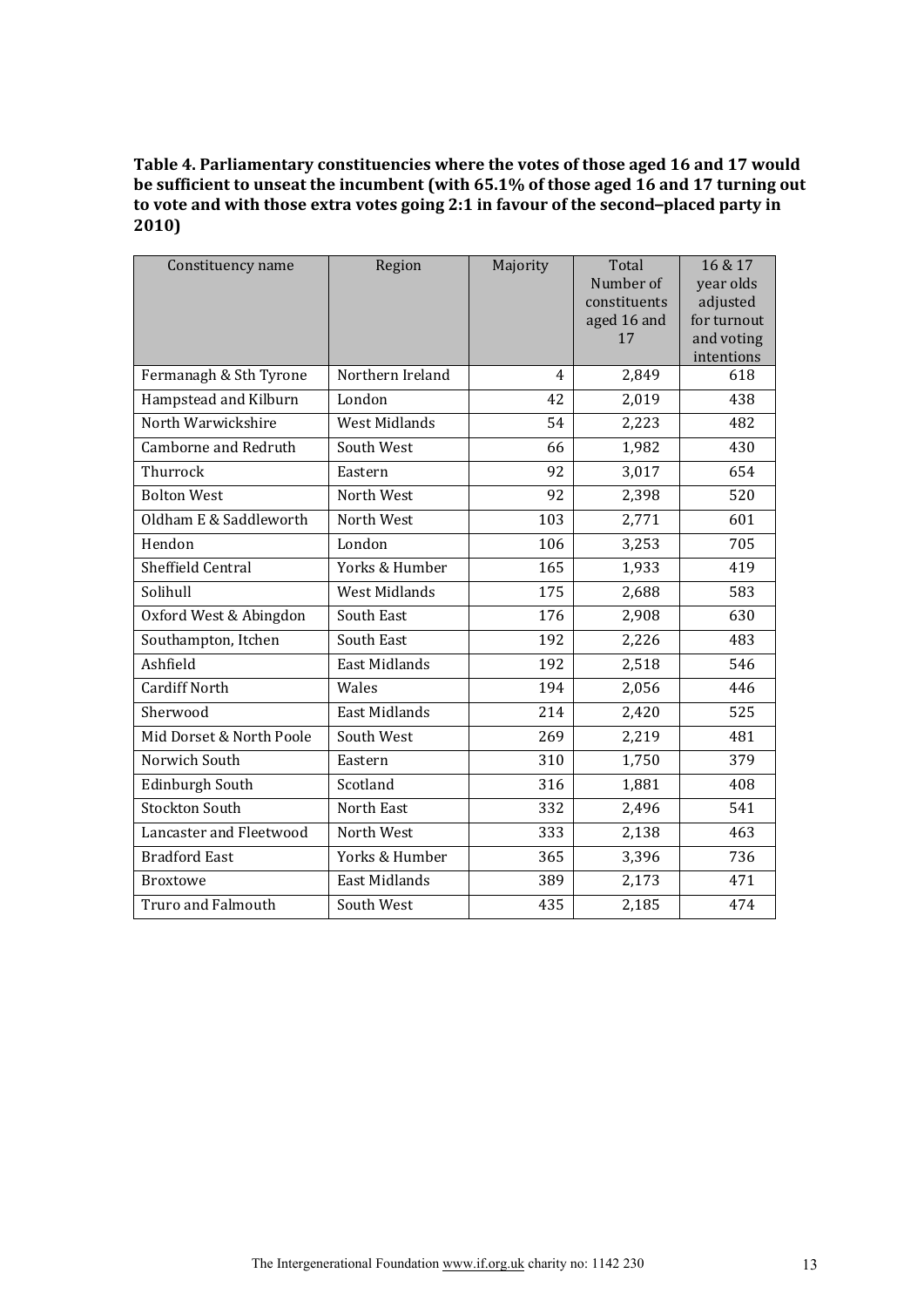**Table 4. Parliamentary constituencies where the votes of those aged 16 and 17 would be sufficient to unseat the incumbent (with 65.1% of those aged 16 and 17 turning out to vote and with those extra votes going 2:1 in favour of the second–placed party in 2010)**

| Constituency name | Region | Majority | Total Number of constituents aged 16 and 17 | 16 & 17 year olds adjusted for turnout and voting intentions |
|---|---|---|---|---|
| Fermanagh & Sth Tyrone | Northern Ireland | 4 | 2,849 | 618 |
| Hampstead and Kilburn | London | 42 | 2,019 | 438 |
| North Warwickshire | West Midlands | 54 | 2,223 | 482 |
| Camborne and Redruth | South West | 66 | 1,982 | 430 |
| Thurrock | Eastern | 92 | 3,017 | 654 |
| Bolton West | North West | 92 | 2,398 | 520 |
| Oldham E & Saddleworth | North West | 103 | 2,771 | 601 |
| Hendon | London | 106 | 3,253 | 705 |
| Sheffield Central | Yorks & Humber | 165 | 1,933 | 419 |
| Solihull | West Midlands | 175 | 2,688 | 583 |
| Oxford West & Abingdon | South East | 176 | 2,908 | 630 |
| Southampton, Itchen | South East | 192 | 2,226 | 483 |
| Ashfield | East Midlands | 192 | 2,518 | 546 |
| Cardiff North | Wales | 194 | 2,056 | 446 |
| Sherwood | East Midlands | 214 | 2,420 | 525 |
| Mid Dorset & North Poole | South West | 269 | 2,219 | 481 |
| Norwich South | Eastern | 310 | 1,750 | 379 |
| Edinburgh South | Scotland | 316 | 1,881 | 408 |
| Stockton South | North East | 332 | 2,496 | 541 |
| Lancaster and Fleetwood | North West | 333 | 2,138 | 463 |
| Bradford East | Yorks & Humber | 365 | 3,396 | 736 |
| Broxtowe | East Midlands | 389 | 2,173 | 471 |
| Truro and Falmouth | South West | 435 | 2,185 | 474 |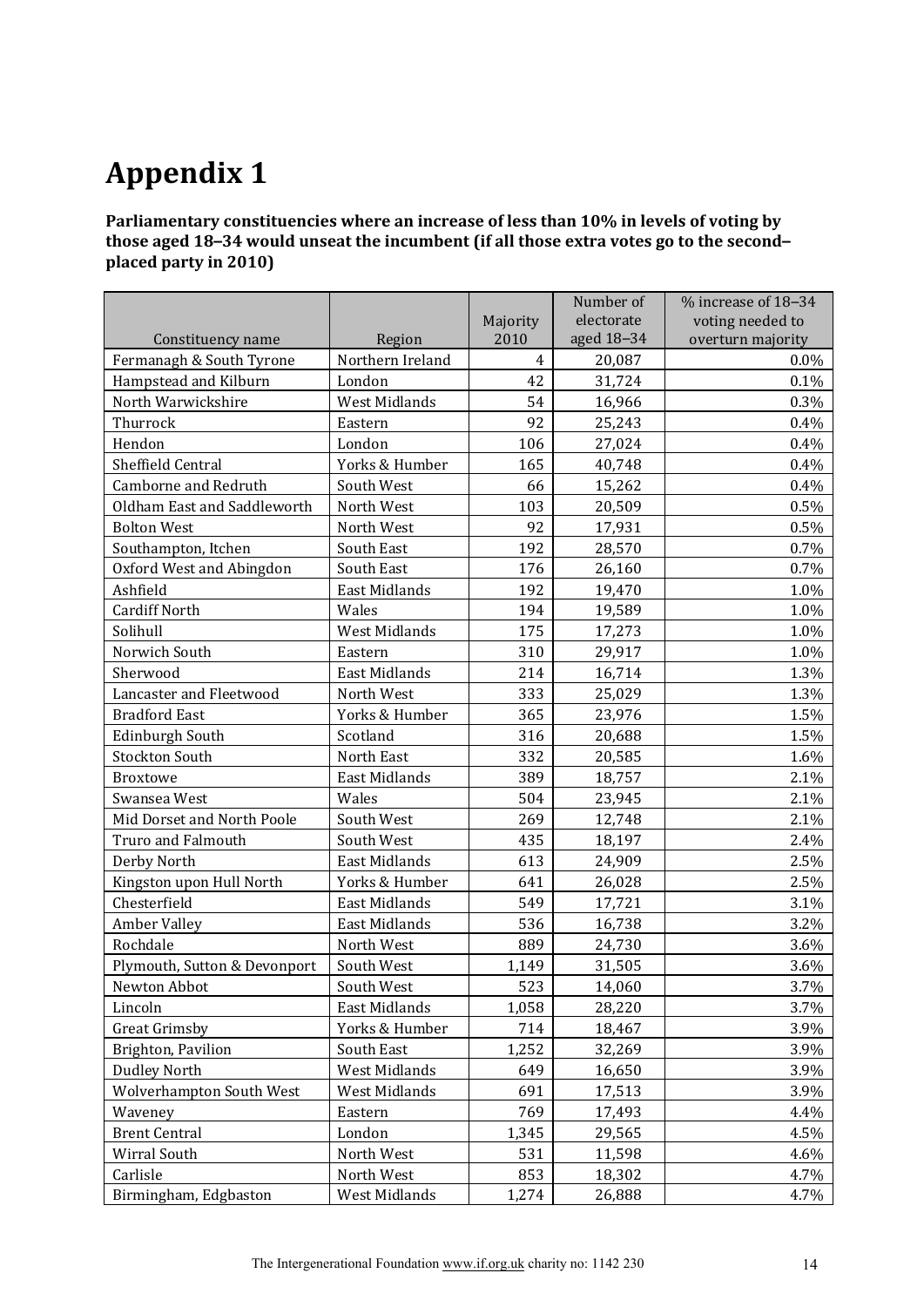# Appendix 1

**Parliamentary constituencies where an increase of less than 10% in levels of voting by those aged 18–34 would unseat the incumbent (if all those extra votes go to the second–placed party in 2010)**

| Constituency name | Region | Majority 2010 | Number of electorate aged 18–34 | % increase of 18–34 voting needed to overturn majority |
|---|---|---|---|---|
| Fermanagh & South Tyrone | Northern Ireland | 4 | 20,087 | 0.0% |
| Hampstead and Kilburn | London | 42 | 31,724 | 0.1% |
| North Warwickshire | West Midlands | 54 | 16,966 | 0.3% |
| Thurrock | Eastern | 92 | 25,243 | 0.4% |
| Hendon | London | 106 | 27,024 | 0.4% |
| Sheffield Central | Yorks & Humber | 165 | 40,748 | 0.4% |
| Camborne and Redruth | South West | 66 | 15,262 | 0.4% |
| Oldham East and Saddleworth | North West | 103 | 20,509 | 0.5% |
| Bolton West | North West | 92 | 17,931 | 0.5% |
| Southampton, Itchen | South East | 192 | 28,570 | 0.7% |
| Oxford West and Abingdon | South East | 176 | 26,160 | 0.7% |
| Ashfield | East Midlands | 192 | 19,470 | 1.0% |
| Cardiff North | Wales | 194 | 19,589 | 1.0% |
| Solihull | West Midlands | 175 | 17,273 | 1.0% |
| Norwich South | Eastern | 310 | 29,917 | 1.0% |
| Sherwood | East Midlands | 214 | 16,714 | 1.3% |
| Lancaster and Fleetwood | North West | 333 | 25,029 | 1.3% |
| Bradford East | Yorks & Humber | 365 | 23,976 | 1.5% |
| Edinburgh South | Scotland | 316 | 20,688 | 1.5% |
| Stockton South | North East | 332 | 20,585 | 1.6% |
| Broxtowe | East Midlands | 389 | 18,757 | 2.1% |
| Swansea West | Wales | 504 | 23,945 | 2.1% |
| Mid Dorset and North Poole | South West | 269 | 12,748 | 2.1% |
| Truro and Falmouth | South West | 435 | 18,197 | 2.4% |
| Derby North | East Midlands | 613 | 24,909 | 2.5% |
| Kingston upon Hull North | Yorks & Humber | 641 | 26,028 | 2.5% |
| Chesterfield | East Midlands | 549 | 17,721 | 3.1% |
| Amber Valley | East Midlands | 536 | 16,738 | 3.2% |
| Rochdale | North West | 889 | 24,730 | 3.6% |
| Plymouth, Sutton & Devonport | South West | 1,149 | 31,505 | 3.6% |
| Newton Abbot | South West | 523 | 14,060 | 3.7% |
| Lincoln | East Midlands | 1,058 | 28,220 | 3.7% |
| Great Grimsby | Yorks & Humber | 714 | 18,467 | 3.9% |
| Brighton, Pavilion | South East | 1,252 | 32,269 | 3.9% |
| Dudley North | West Midlands | 649 | 16,650 | 3.9% |
| Wolverhampton South West | West Midlands | 691 | 17,513 | 3.9% |
| Waveney | Eastern | 769 | 17,493 | 4.4% |
| Brent Central | London | 1,345 | 29,565 | 4.5% |
| Wirral South | North West | 531 | 11,598 | 4.6% |
| Carlisle | North West | 853 | 18,302 | 4.7% |
| Birmingham, Edgbaston | West Midlands | 1,274 | 26,888 | 4.7% |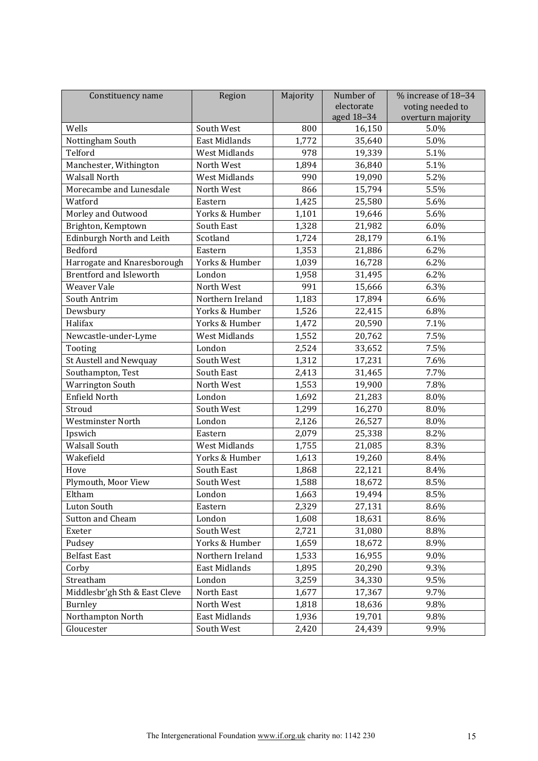| Constituency name | Region | Majority | Number of electorate aged 18–34 | % increase of 18–34 voting needed to overturn majority |
|---|---|---|---|---|
| Wells | South West | 800 | 16,150 | 5.0% |
| Nottingham South | East Midlands | 1,772 | 35,640 | 5.0% |
| Telford | West Midlands | 978 | 19,339 | 5.1% |
| Manchester, Withington | North West | 1,894 | 36,840 | 5.1% |
| Walsall North | West Midlands | 990 | 19,090 | 5.2% |
| Morecambe and Lunesdale | North West | 866 | 15,794 | 5.5% |
| Watford | Eastern | 1,425 | 25,580 | 5.6% |
| Morley and Outwood | Yorks & Humber | 1,101 | 19,646 | 5.6% |
| Brighton, Kemptown | South East | 1,328 | 21,982 | 6.0% |
| Edinburgh North and Leith | Scotland | 1,724 | 28,179 | 6.1% |
| Bedford | Eastern | 1,353 | 21,886 | 6.2% |
| Harrogate and Knaresborough | Yorks & Humber | 1,039 | 16,728 | 6.2% |
| Brentford and Isleworth | London | 1,958 | 31,495 | 6.2% |
| Weaver Vale | North West | 991 | 15,666 | 6.3% |
| South Antrim | Northern Ireland | 1,183 | 17,894 | 6.6% |
| Dewsbury | Yorks & Humber | 1,526 | 22,415 | 6.8% |
| Halifax | Yorks & Humber | 1,472 | 20,590 | 7.1% |
| Newcastle-under-Lyme | West Midlands | 1,552 | 20,762 | 7.5% |
| Tooting | London | 2,524 | 33,652 | 7.5% |
| St Austell and Newquay | South West | 1,312 | 17,231 | 7.6% |
| Southampton, Test | South East | 2,413 | 31,465 | 7.7% |
| Warrington South | North West | 1,553 | 19,900 | 7.8% |
| Enfield North | London | 1,692 | 21,283 | 8.0% |
| Stroud | South West | 1,299 | 16,270 | 8.0% |
| Westminster North | London | 2,126 | 26,527 | 8.0% |
| Ipswich | Eastern | 2,079 | 25,338 | 8.2% |
| Walsall South | West Midlands | 1,755 | 21,085 | 8.3% |
| Wakefield | Yorks & Humber | 1,613 | 19,260 | 8.4% |
| Hove | South East | 1,868 | 22,121 | 8.4% |
| Plymouth, Moor View | South West | 1,588 | 18,672 | 8.5% |
| Eltham | London | 1,663 | 19,494 | 8.5% |
| Luton South | Eastern | 2,329 | 27,131 | 8.6% |
| Sutton and Cheam | London | 1,608 | 18,631 | 8.6% |
| Exeter | South West | 2,721 | 31,080 | 8.8% |
| Pudsey | Yorks & Humber | 1,659 | 18,672 | 8.9% |
| Belfast East | Northern Ireland | 1,533 | 16,955 | 9.0% |
| Corby | East Midlands | 1,895 | 20,290 | 9.3% |
| Streatham | London | 3,259 | 34,330 | 9.5% |
| Middlesbr'gh Sth & East Cleve | North East | 1,677 | 17,367 | 9.7% |
| Burnley | North West | 1,818 | 18,636 | 9.8% |
| Northampton North | East Midlands | 1,936 | 19,701 | 9.8% |
| Gloucester | South West | 2,420 | 24,439 | 9.9% |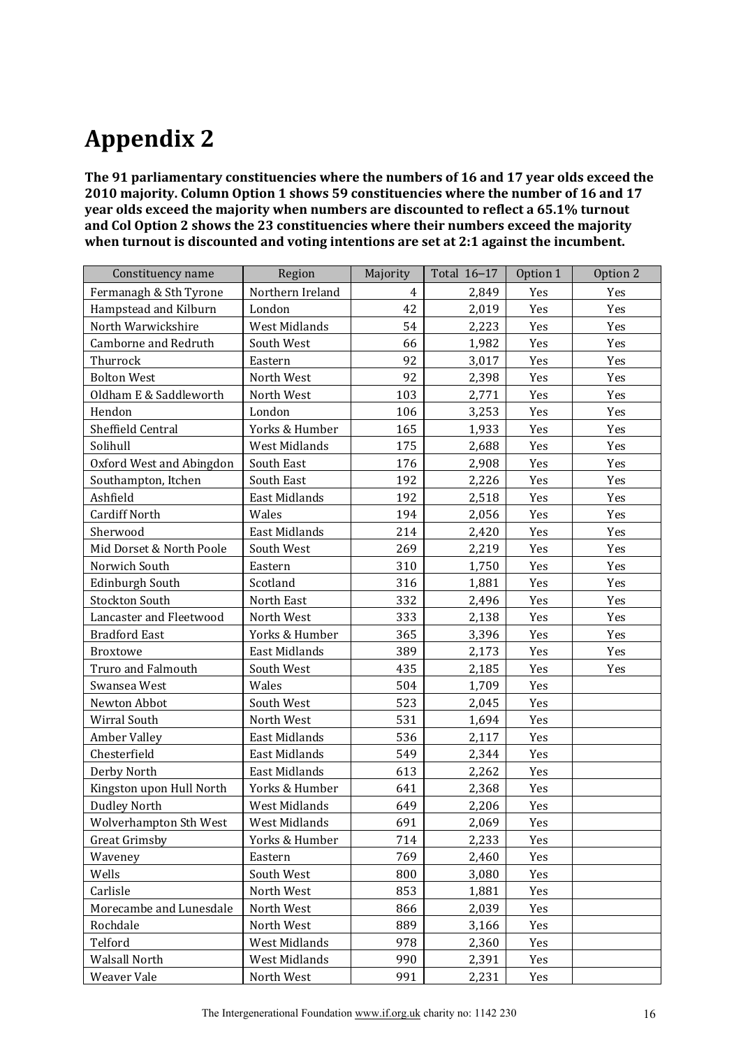# Appendix 2

**The 91 parliamentary constituencies where the numbers of 16 and 17 year olds exceed the 2010 majority. Column Option 1 shows 59 constituencies where the number of 16 and 17 year olds exceed the majority when numbers are discounted to reflect a 65.1% turnout and Col Option 2 shows the 23 constituencies where their numbers exceed the majority when turnout is discounted and voting intentions are set at 2:1 against the incumbent.**

| Constituency name | Region | Majority | Total 16–17 | Option 1 | Option 2 |
|---|---|---|---|---|---|
| Fermanagh & Sth Tyrone | Northern Ireland | 4 | 2,849 | Yes | Yes |
| Hampstead and Kilburn | London | 42 | 2,019 | Yes | Yes |
| North Warwickshire | West Midlands | 54 | 2,223 | Yes | Yes |
| Camborne and Redruth | South West | 66 | 1,982 | Yes | Yes |
| Thurrock | Eastern | 92 | 3,017 | Yes | Yes |
| Bolton West | North West | 92 | 2,398 | Yes | Yes |
| Oldham E & Saddleworth | North West | 103 | 2,771 | Yes | Yes |
| Hendon | London | 106 | 3,253 | Yes | Yes |
| Sheffield Central | Yorks & Humber | 165 | 1,933 | Yes | Yes |
| Solihull | West Midlands | 175 | 2,688 | Yes | Yes |
| Oxford West and Abingdon | South East | 176 | 2,908 | Yes | Yes |
| Southampton, Itchen | South East | 192 | 2,226 | Yes | Yes |
| Ashfield | East Midlands | 192 | 2,518 | Yes | Yes |
| Cardiff North | Wales | 194 | 2,056 | Yes | Yes |
| Sherwood | East Midlands | 214 | 2,420 | Yes | Yes |
| Mid Dorset & North Poole | South West | 269 | 2,219 | Yes | Yes |
| Norwich South | Eastern | 310 | 1,750 | Yes | Yes |
| Edinburgh South | Scotland | 316 | 1,881 | Yes | Yes |
| Stockton South | North East | 332 | 2,496 | Yes | Yes |
| Lancaster and Fleetwood | North West | 333 | 2,138 | Yes | Yes |
| Bradford East | Yorks & Humber | 365 | 3,396 | Yes | Yes |
| Broxtowe | East Midlands | 389 | 2,173 | Yes | Yes |
| Truro and Falmouth | South West | 435 | 2,185 | Yes | Yes |
| Swansea West | Wales | 504 | 1,709 | Yes | |
| Newton Abbot | South West | 523 | 2,045 | Yes | |
| Wirral South | North West | 531 | 1,694 | Yes | |
| Amber Valley | East Midlands | 536 | 2,117 | Yes | |
| Chesterfield | East Midlands | 549 | 2,344 | Yes | |
| Derby North | East Midlands | 613 | 2,262 | Yes | |
| Kingston upon Hull North | Yorks & Humber | 641 | 2,368 | Yes | |
| Dudley North | West Midlands | 649 | 2,206 | Yes | |
| Wolverhampton Sth West | West Midlands | 691 | 2,069 | Yes | |
| Great Grimsby | Yorks & Humber | 714 | 2,233 | Yes | |
| Waveney | Eastern | 769 | 2,460 | Yes | |
| Wells | South West | 800 | 3,080 | Yes | |
| Carlisle | North West | 853 | 1,881 | Yes | |
| Morecambe and Lunesdale | North West | 866 | 2,039 | Yes | |
| Rochdale | North West | 889 | 3,166 | Yes | |
| Telford | West Midlands | 978 | 2,360 | Yes | |
| Walsall North | West Midlands | 990 | 2,391 | Yes | |
| Weaver Vale | North West | 991 | 2,231 | Yes | |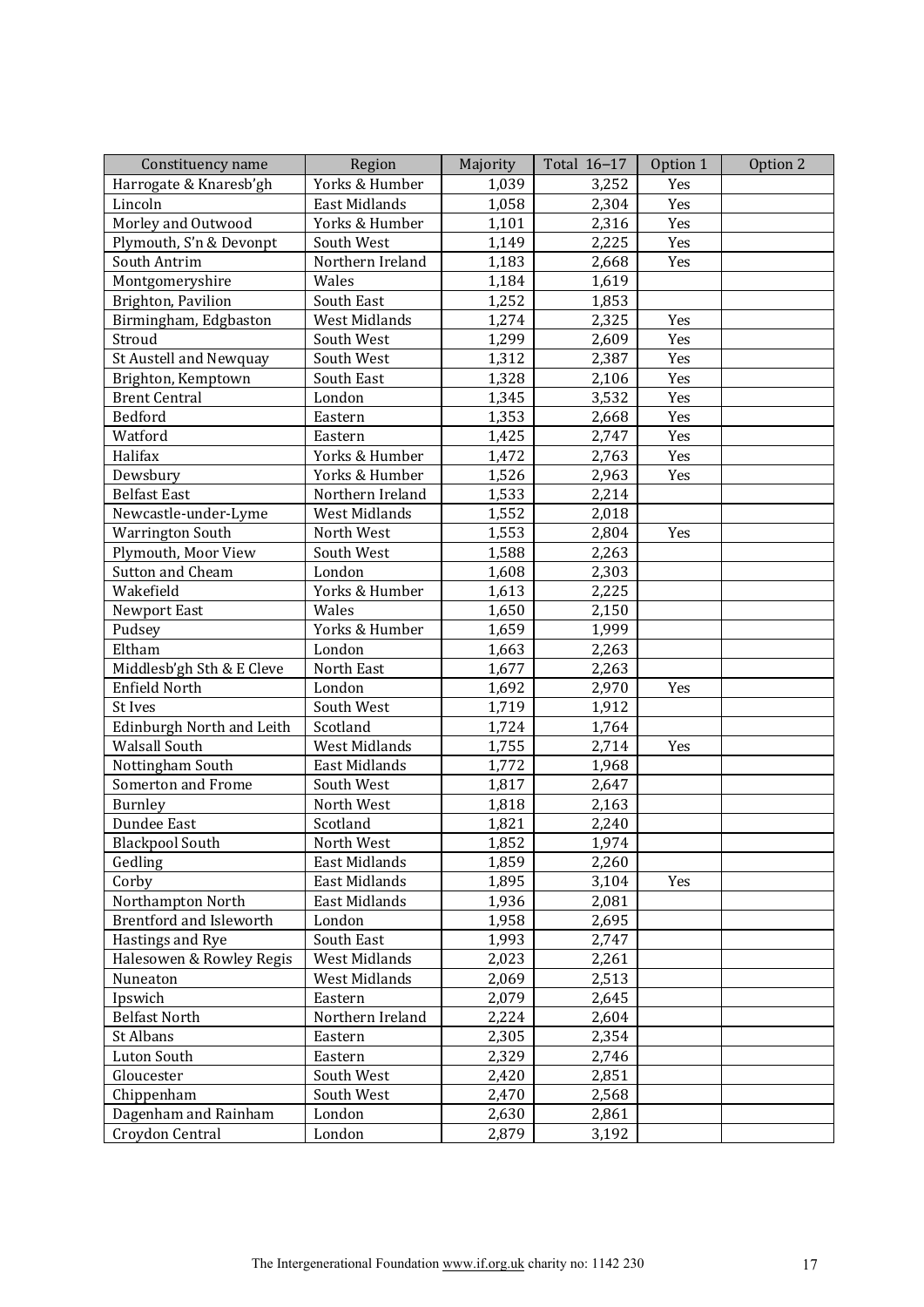| Constituency name | Region | Majority | Total 16–17 | Option 1 | Option 2 |
|---|---|---|---|---|---|
| Harrogate & Knaresb'gh | Yorks & Humber | 1,039 | 3,252 | Yes | |
| Lincoln | East Midlands | 1,058 | 2,304 | Yes | |
| Morley and Outwood | Yorks & Humber | 1,101 | 2,316 | Yes | |
| Plymouth, S'n & Devonpt | South West | 1,149 | 2,225 | Yes | |
| South Antrim | Northern Ireland | 1,183 | 2,668 | Yes | |
| Montgomeryshire | Wales | 1,184 | 1,619 | | |
| Brighton, Pavilion | South East | 1,252 | 1,853 | | |
| Birmingham, Edgbaston | West Midlands | 1,274 | 2,325 | Yes | |
| Stroud | South West | 1,299 | 2,609 | Yes | |
| St Austell and Newquay | South West | 1,312 | 2,387 | Yes | |
| Brighton, Kemptown | South East | 1,328 | 2,106 | Yes | |
| Brent Central | London | 1,345 | 3,532 | Yes | |
| Bedford | Eastern | 1,353 | 2,668 | Yes | |
| Watford | Eastern | 1,425 | 2,747 | Yes | |
| Halifax | Yorks & Humber | 1,472 | 2,763 | Yes | |
| Dewsbury | Yorks & Humber | 1,526 | 2,963 | Yes | |
| Belfast East | Northern Ireland | 1,533 | 2,214 | | |
| Newcastle-under-Lyme | West Midlands | 1,552 | 2,018 | | |
| Warrington South | North West | 1,553 | 2,804 | Yes | |
| Plymouth, Moor View | South West | 1,588 | 2,263 | | |
| Sutton and Cheam | London | 1,608 | 2,303 | | |
| Wakefield | Yorks & Humber | 1,613 | 2,225 | | |
| Newport East | Wales | 1,650 | 2,150 | | |
| Pudsey | Yorks & Humber | 1,659 | 1,999 | | |
| Eltham | London | 1,663 | 2,263 | | |
| Middlesb'gh Sth & E Cleve | North East | 1,677 | 2,263 | | |
| Enfield North | London | 1,692 | 2,970 | Yes | |
| St Ives | South West | 1,719 | 1,912 | | |
| Edinburgh North and Leith | Scotland | 1,724 | 1,764 | | |
| Walsall South | West Midlands | 1,755 | 2,714 | Yes | |
| Nottingham South | East Midlands | 1,772 | 1,968 | | |
| Somerton and Frome | South West | 1,817 | 2,647 | | |
| Burnley | North West | 1,818 | 2,163 | | |
| Dundee East | Scotland | 1,821 | 2,240 | | |
| Blackpool South | North West | 1,852 | 1,974 | | |
| Gedling | East Midlands | 1,859 | 2,260 | | |
| Corby | East Midlands | 1,895 | 3,104 | Yes | |
| Northampton North | East Midlands | 1,936 | 2,081 | | |
| Brentford and Isleworth | London | 1,958 | 2,695 | | |
| Hastings and Rye | South East | 1,993 | 2,747 | | |
| Halesowen & Rowley Regis | West Midlands | 2,023 | 2,261 | | |
| Nuneaton | West Midlands | 2,069 | 2,513 | | |
| Ipswich | Eastern | 2,079 | 2,645 | | |
| Belfast North | Northern Ireland | 2,224 | 2,604 | | |
| St Albans | Eastern | 2,305 | 2,354 | | |
| Luton South | Eastern | 2,329 | 2,746 | | |
| Gloucester | South West | 2,420 | 2,851 | | |
| Chippenham | South West | 2,470 | 2,568 | | |
| Dagenham and Rainham | London | 2,630 | 2,861 | | |
| Croydon Central | London | 2,879 | 3,192 | | |